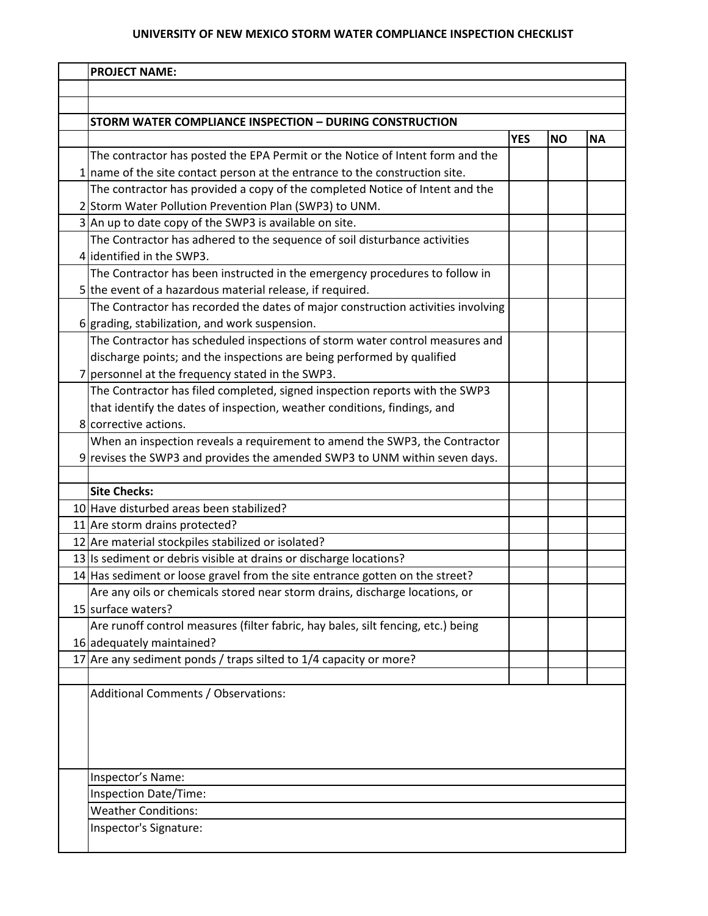# UNIVERSITY OF NEW MEXICO STORM WATER COMPLIANCE INSPECTION CHECKLIST

**PROJECT NAME:**

| | **STORM WATER COMPLIANCE INSPECTION – DURING CONSTRUCTION** | | | |
|---|---|---|---|---|
| | | **YES** | **NO** | **NA** |
| 1 | The contractor has posted the EPA Permit or the Notice of Intent form and the name of the site contact person at the entrance to the construction site. | | | |
| 2 | The contractor has provided a copy of the completed Notice of Intent and the Storm Water Pollution Prevention Plan (SWP3) to UNM. | | | |
| 3 | An up to date copy of the SWP3 is available on site. | | | |
| 4 | The Contractor has adhered to the sequence of soil disturbance activities identified in the SWP3. | | | |
| 5 | The Contractor has been instructed in the emergency procedures to follow in the event of a hazardous material release, if required. | | | |
| 6 | The Contractor has recorded the dates of major construction activities involving grading, stabilization, and work suspension. | | | |
| 7 | The Contractor has scheduled inspections of storm water control measures and discharge points; and the inspections are being performed by qualified personnel at the frequency stated in the SWP3. | | | |
| 8 | The Contractor has filed completed, signed inspection reports with the SWP3 that identify the dates of inspection, weather conditions, findings, and corrective actions. | | | |
| 9 | When an inspection reveals a requirement to amend the SWP3, the Contractor revises the SWP3 and provides the amended SWP3 to UNM within seven days. | | | |
| | | | | |
| | **Site Checks:** | | | |
| 10 | Have disturbed areas been stabilized? | | | |
| 11 | Are storm drains protected? | | | |
| 12 | Are material stockpiles stabilized or isolated? | | | |
| 13 | Is sediment or debris visible at drains or discharge locations? | | | |
| 14 | Has sediment or loose gravel from the site entrance gotten on the street? | | | |
| 15 | Are any oils or chemicals stored near storm drains, discharge locations, or surface waters? | | | |
| 16 | Are runoff control measures (filter fabric, hay bales, silt fencing, etc.) being adequately maintained? | | | |
| 17 | Are any sediment ponds / traps silted to 1/4 capacity or more? | | | |

Additional Comments / Observations:

Inspector's Name:

Inspection Date/Time:

Weather Conditions:

Inspector's Signature: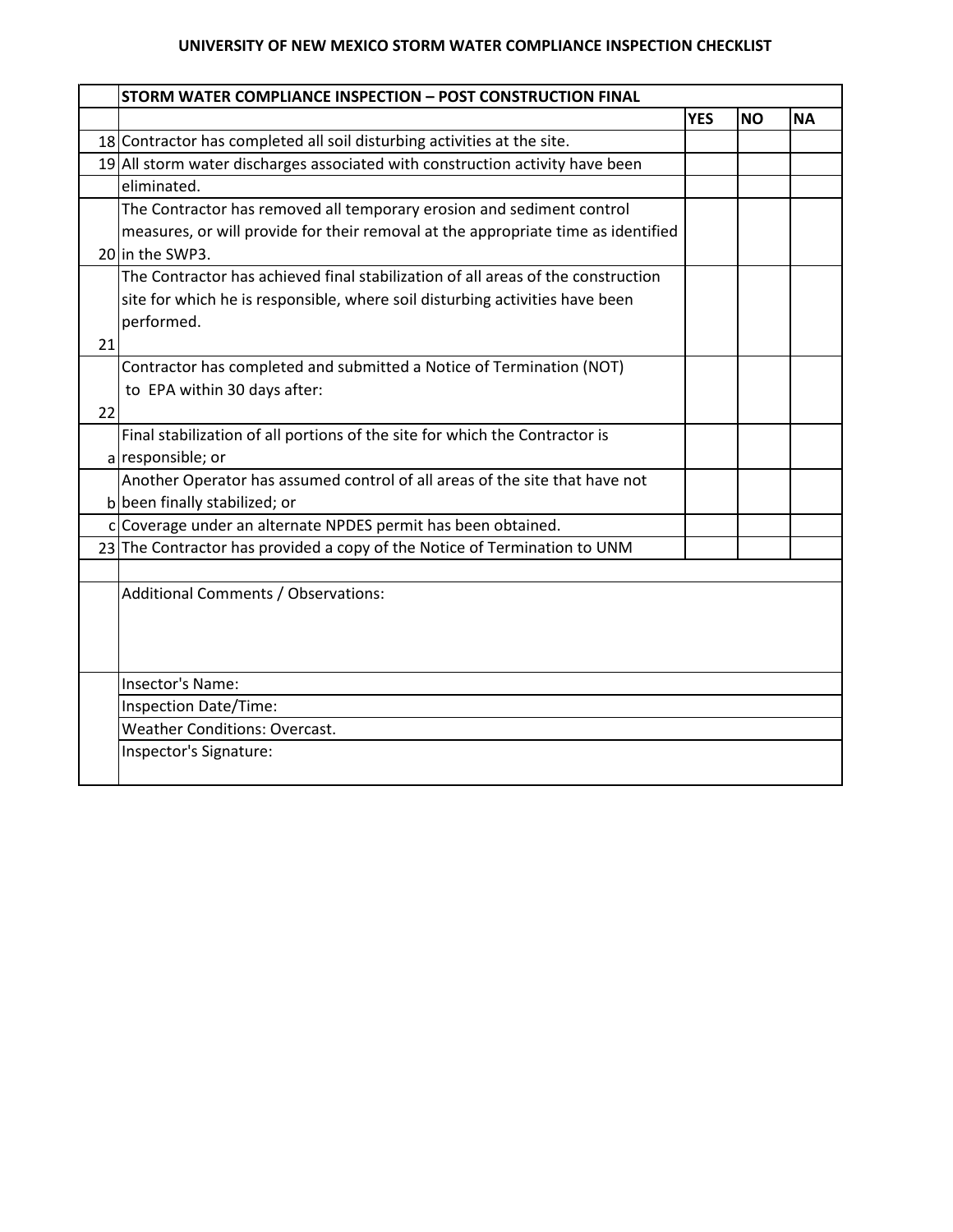**UNIVERSITY OF NEW MEXICO STORM WATER COMPLIANCE INSPECTION CHECKLIST**

| | STORM WATER COMPLIANCE INSPECTION – POST CONSTRUCTION FINAL | | | |
|---|---|---|---|---|
| | | YES | NO | NA |
| 18 | Contractor has completed all soil disturbing activities at the site. | | | |
| 19 | All storm water discharges associated with construction activity have been | | | |
| | eliminated. | | | |
| 20 | The Contractor has removed all temporary erosion and sediment control measures, or will provide for their removal at the appropriate time as identified in the SWP3. | | | |
| 21 | The Contractor has achieved final stabilization of all areas of the construction site for which he is responsible, where soil disturbing activities have been performed. | | | |
| 22 | Contractor has completed and submitted a Notice of Termination (NOT) to EPA within 30 days after: | | | |
| a | Final stabilization of all portions of the site for which the Contractor is responsible; or | | | |
| b | Another Operator has assumed control of all areas of the site that have not been finally stabilized; or | | | |
| c | Coverage under an alternate NPDES permit has been obtained. | | | |
| 23 | The Contractor has provided a copy of the Notice of Termination to UNM | | | |
| | | | | |
| | Additional Comments / Observations: | | | |
| | Insector's Name: | | | |
| | Inspection Date/Time: | | | |
| | Weather Conditions: Overcast. | | | |
| | Inspector's Signature: | | | |